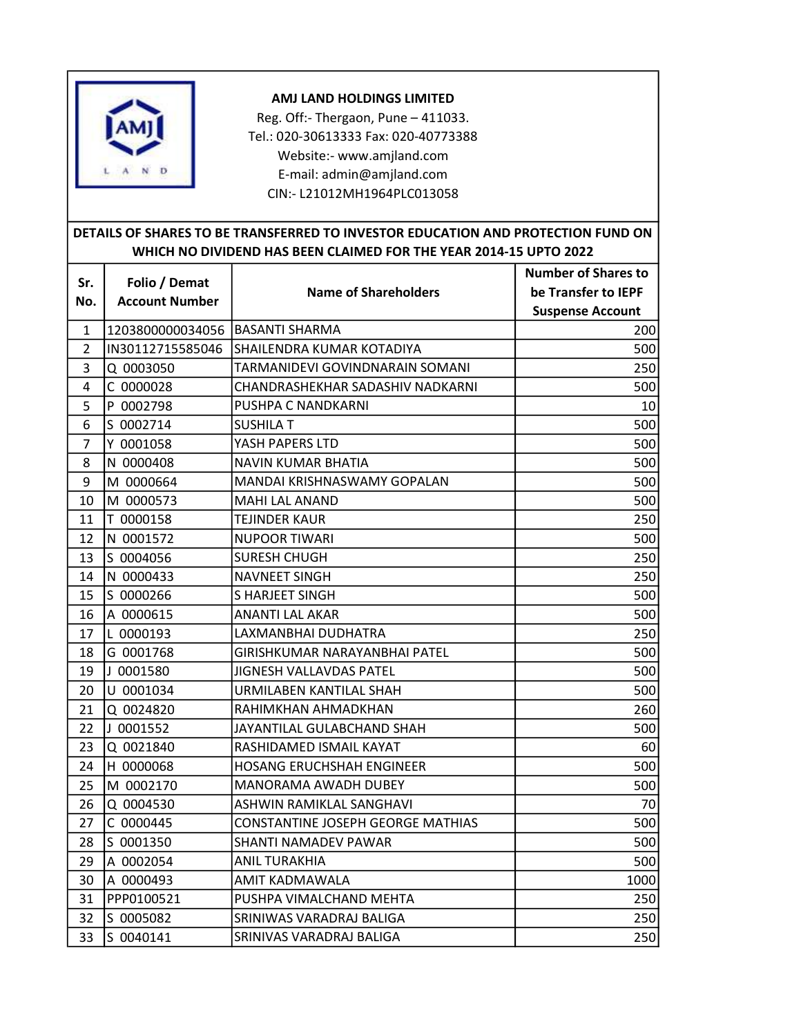**AMJ LAND HOLDINGS LIMITED**

Reg. Off:- Thergaon, Pune – 411033.

Tel.: 020-30613333 Fax: 020-40773388

Website:- www.amjland.com

E-mail: admin@amjland.com

CIN:- L21012MH1964PLC013058

## DETAILS OF SHARES TO BE TRANSFERRED TO INVESTOR EDUCATION AND PROTECTION FUND ON WHICH NO DIVIDEND HAS BEEN CLAIMED FOR THE YEAR 2014-15 UPTO 2022

| Sr. No. | Folio / Demat Account Number | Name of Shareholders | Number of Shares to be Transfer to IEPF Suspense Account |
|---|---|---|---|
| 1 | 1203800000034056 | BASANTI SHARMA | 200 |
| 2 | IN30112715585046 | SHAILENDRA KUMAR KOTADIYA | 500 |
| 3 | Q 0003050 | TARMANIDEVI GOVINDNARAIN SOMANI | 250 |
| 4 | C 0000028 | CHANDRASHEKHAR SADASHIV NADKARNI | 500 |
| 5 | P 0002798 | PUSHPA C NANDKARNI | 10 |
| 6 | S 0002714 | SUSHILA T | 500 |
| 7 | Y 0001058 | YASH PAPERS LTD | 500 |
| 8 | N 0000408 | NAVIN KUMAR BHATIA | 500 |
| 9 | M 0000664 | MANDAI KRISHNASWAMY GOPALAN | 500 |
| 10 | M 0000573 | MAHI LAL ANAND | 500 |
| 11 | T 0000158 | TEJINDER KAUR | 250 |
| 12 | N 0001572 | NUPOOR TIWARI | 500 |
| 13 | S 0004056 | SURESH CHUGH | 250 |
| 14 | N 0000433 | NAVNEET SINGH | 250 |
| 15 | S 0000266 | S HARJEET SINGH | 500 |
| 16 | A 0000615 | ANANTI LAL AKAR | 500 |
| 17 | L 0000193 | LAXMANBHAI DUDHATRA | 250 |
| 18 | G 0001768 | GIRISHKUMAR NARAYANBHAI PATEL | 500 |
| 19 | J 0001580 | JIGNESH VALLAVDAS PATEL | 500 |
| 20 | U 0001034 | URMILABEN KANTILAL SHAH | 500 |
| 21 | Q 0024820 | RAHIMKHAN AHMADKHAN | 260 |
| 22 | J 0001552 | JAYANTILAL GULABCHAND SHAH | 500 |
| 23 | Q 0021840 | RASHIDAMED ISMAIL KAYAT | 60 |
| 24 | H 0000068 | HOSANG ERUCHSHAH ENGINEER | 500 |
| 25 | M 0002170 | MANORAMA AWADH DUBEY | 500 |
| 26 | Q 0004530 | ASHWIN RAMIKLAL SANGHAVI | 70 |
| 27 | C 0000445 | CONSTANTINE JOSEPH GEORGE MATHIAS | 500 |
| 28 | S 0001350 | SHANTI NAMADEV PAWAR | 500 |
| 29 | A 0002054 | ANIL TURAKHIA | 500 |
| 30 | A 0000493 | AMIT KADMAWALA | 1000 |
| 31 | PPP0100521 | PUSHPA VIMALCHAND MEHTA | 250 |
| 32 | S 0005082 | SRINIWAS VARADRAJ BALIGA | 250 |
| 33 | S 0040141 | SRINIVAS VARADRAJ BALIGA | 250 |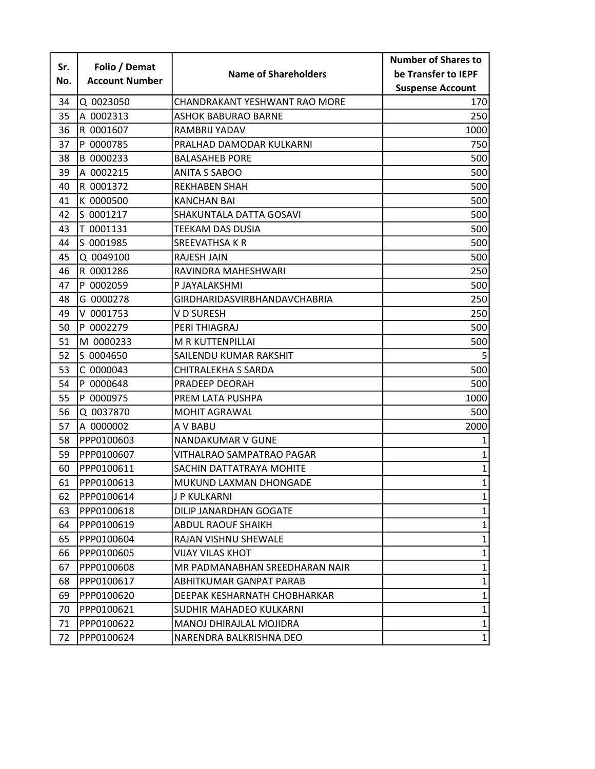| Sr. No. | Folio / Demat Account Number | Name of Shareholders | Number of Shares to be Transfer to IEPF Suspense Account |
|---|---|---|---|
| 34 | Q 0023050 | CHANDRAKANT YESHWANT RAO MORE | 170 |
| 35 | A 0002313 | ASHOK BABURAO BARNE | 250 |
| 36 | R 0001607 | RAMBRIJ YADAV | 1000 |
| 37 | P 0000785 | PRALHAD DAMODAR KULKARNI | 750 |
| 38 | B 0000233 | BALASAHEB PORE | 500 |
| 39 | A 0002215 | ANITA S SABOO | 500 |
| 40 | R 0001372 | REKHABEN SHAH | 500 |
| 41 | K 0000500 | KANCHAN BAI | 500 |
| 42 | S 0001217 | SHAKUNTALA DATTA GOSAVI | 500 |
| 43 | T 0001131 | TEEKAM DAS DUSIA | 500 |
| 44 | S 0001985 | SREEVATHSA K R | 500 |
| 45 | Q 0049100 | RAJESH JAIN | 500 |
| 46 | R 0001286 | RAVINDRA MAHESHWARI | 250 |
| 47 | P 0002059 | P JAYALAKSHMI | 500 |
| 48 | G 0000278 | GIRDHARIDASVIRBHANDAVCHABRIA | 250 |
| 49 | V 0001753 | V D SURESH | 250 |
| 50 | P 0002279 | PERI THIAGRAJ | 500 |
| 51 | M 0000233 | M R KUTTENPILLAI | 500 |
| 52 | S 0004650 | SAILENDU KUMAR RAKSHIT | 5 |
| 53 | C 0000043 | CHITRALEKHA S SARDA | 500 |
| 54 | P 0000648 | PRADEEP DEORAH | 500 |
| 55 | P 0000975 | PREM LATA PUSHPA | 1000 |
| 56 | Q 0037870 | MOHIT AGRAWAL | 500 |
| 57 | A 0000002 | A V BABU | 2000 |
| 58 | PPP0100603 | NANDAKUMAR V GUNE | 1 |
| 59 | PPP0100607 | VITHALRAO SAMPATRAO PAGAR | 1 |
| 60 | PPP0100611 | SACHIN DATTATRAYA MOHITE | 1 |
| 61 | PPP0100613 | MUKUND LAXMAN DHONGADE | 1 |
| 62 | PPP0100614 | J P KULKARNI | 1 |
| 63 | PPP0100618 | DILIP JANARDHAN GOGATE | 1 |
| 64 | PPP0100619 | ABDUL RAOUF SHAIKH | 1 |
| 65 | PPP0100604 | RAJAN VISHNU SHEWALE | 1 |
| 66 | PPP0100605 | VIJAY VILAS KHOT | 1 |
| 67 | PPP0100608 | MR PADMANABHAN SREEDHARAN NAIR | 1 |
| 68 | PPP0100617 | ABHITKUMAR GANPAT PARAB | 1 |
| 69 | PPP0100620 | DEEPAK KESHARNATH CHOBHARKAR | 1 |
| 70 | PPP0100621 | SUDHIR MAHADEO KULKARNI | 1 |
| 71 | PPP0100622 | MANOJ DHIRAJLAL MOJIDRA | 1 |
| 72 | PPP0100624 | NARENDRA BALKRISHNA DEO | 1 |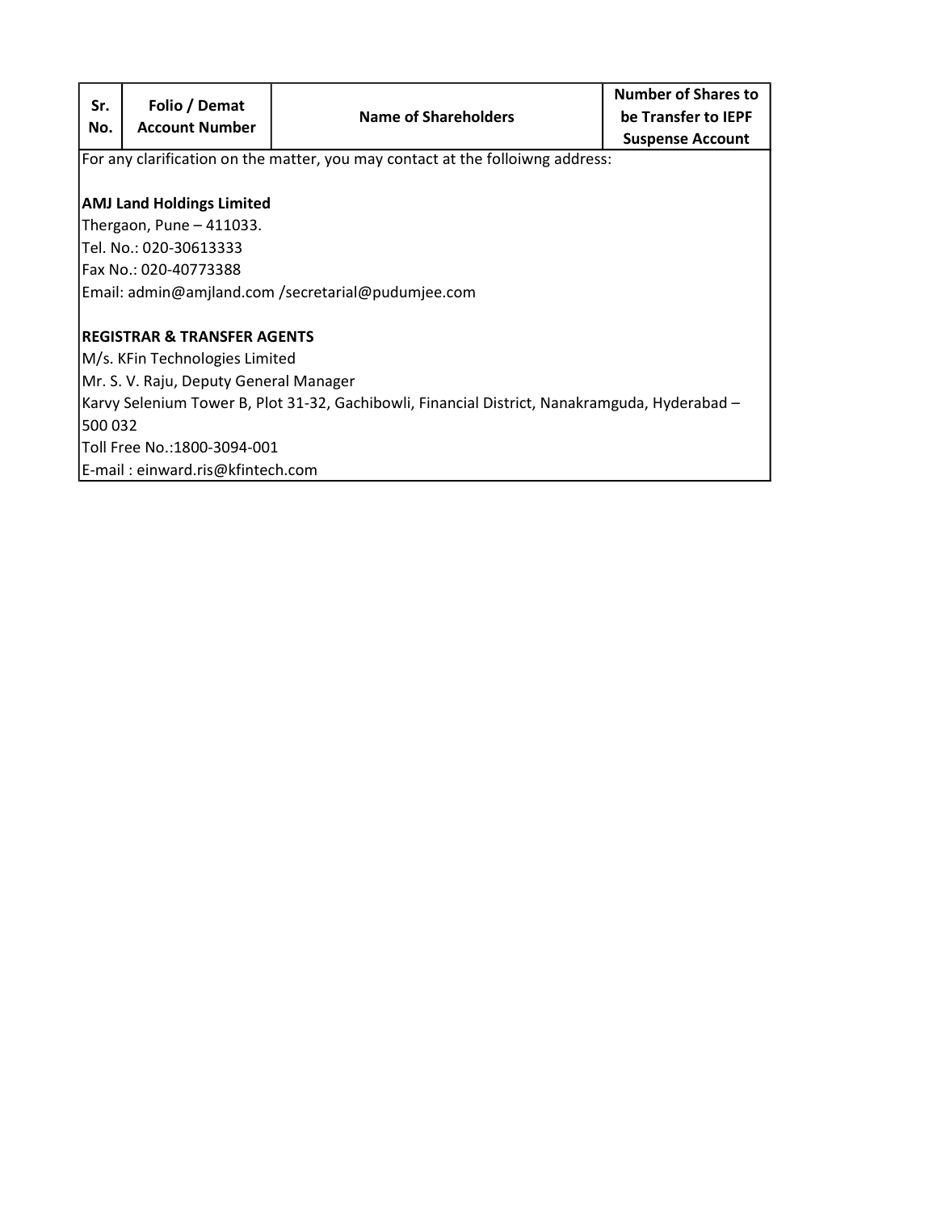| Sr. No. | Folio / Demat Account Number | Name of Shareholders | Number of Shares to be Transfer to IEPF Suspense Account |
|---|---|---|---|

For any clarification on the matter, you may contact at the folloiwng address:

**AMJ Land Holdings Limited**
Thergaon, Pune – 411033.
Tel. No.: 020-30613333
Fax No.: 020-40773388
Email: admin@amjland.com /secretarial@pudumjee.com

**REGISTRAR & TRANSFER AGENTS**
M/s. KFin Technologies Limited
Mr. S. V. Raju, Deputy General Manager
Karvy Selenium Tower B, Plot 31-32, Gachibowli, Financial District, Nanakramguda, Hyderabad – 500 032
Toll Free No.:1800-3094-001
E-mail : einward.ris@kfintech.com